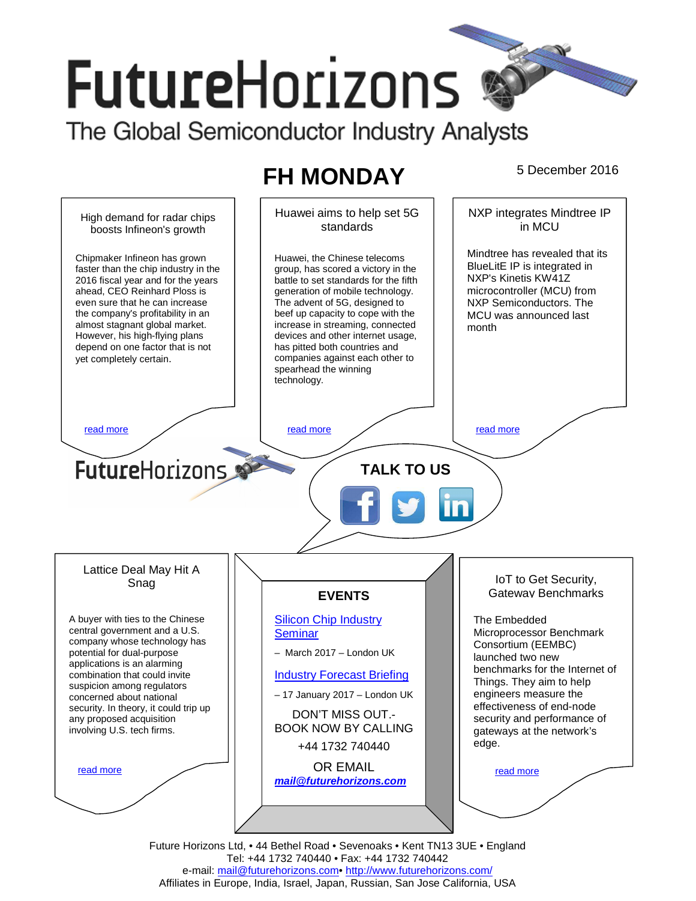# FutureHorizons

The Global Semiconductor Industry Analysts

## FH MONDAY

5 December 2016

### High demand for radar chips boosts Infineon's growth

Chipmaker Infineon has grown faster than the chip industry in the 2016 fiscal year and for the years ahead, CEO Reinhard Ploss is even sure that he can increase the company's profitability in an almost stagnant global market. However, his high-flying plans depend on one factor that is not yet completely certain.

read more

### Huawei aims to help set 5G standards

Huawei, the Chinese telecoms group, has scored a victory in the battle to set standards for the fifth generation of mobile technology. The advent of 5G, designed to beef up capacity to cope with the increase in streaming, connected devices and other internet usage, has pitted both countries and companies against each other to spearhead the winning technology.

read more

### NXP integrates Mindtree IP in MCU

Mindtree has revealed that its BlueLitE IP is integrated in NXP's Kinetis KW41Z microcontroller (MCU) from NXP Semiconductors. The MCU was announced last month

read more

FutureHorizons

**TALK TO US**

### Lattice Deal May Hit A Snag

A buyer with ties to the Chinese central government and a U.S. company whose technology has potential for dual-purpose applications is an alarming combination that could invite suspicion among regulators concerned about national security. In theory, it could trip up any proposed acquisition involving U.S. tech firms.

read more

### EVENTS

Silicon Chip Industry Seminar

– March 2017 – London UK

Industry Forecast Briefing

– 17 January 2017 – London UK

DON'T MISS OUT.- BOOK NOW BY CALLING

+44 1732 740440

OR EMAIL

***mail@futurehorizons.com***

### IoT to Get Security, Gateway Benchmarks

The Embedded Microprocessor Benchmark Consortium (EEMBC) launched two new benchmarks for the Internet of Things. They aim to help engineers measure the effectiveness of end-node security and performance of gateways at the network's edge.

read more

Future Horizons Ltd, • 44 Bethel Road • Sevenoaks • Kent TN13 3UE • England
Tel: +44 1732 740440 • Fax: +44 1732 740442
e-mail: mail@futurehorizons.com• http://www.futurehorizons.com/
Affiliates in Europe, India, Israel, Japan, Russian, San Jose California, USA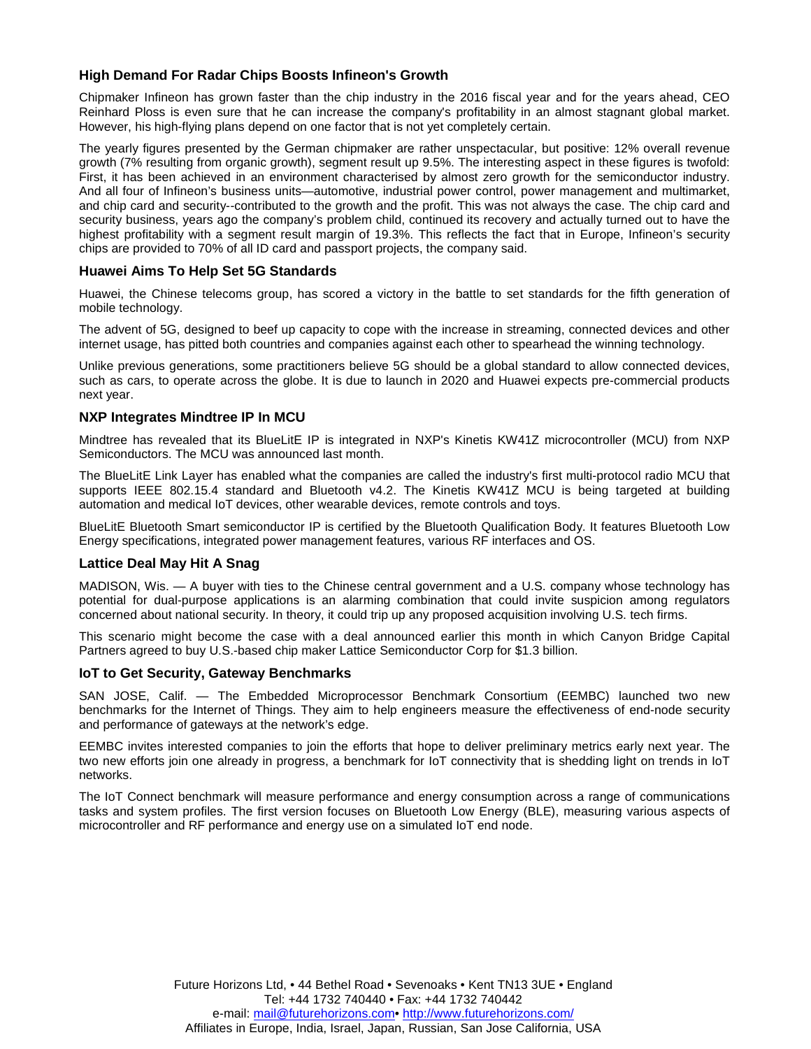### High Demand For Radar Chips Boosts Infineon's Growth

Chipmaker Infineon has grown faster than the chip industry in the 2016 fiscal year and for the years ahead, CEO Reinhard Ploss is even sure that he can increase the company's profitability in an almost stagnant global market. However, his high-flying plans depend on one factor that is not yet completely certain.

The yearly figures presented by the German chipmaker are rather unspectacular, but positive: 12% overall revenue growth (7% resulting from organic growth), segment result up 9.5%. The interesting aspect in these figures is twofold: First, it has been achieved in an environment characterised by almost zero growth for the semiconductor industry. And all four of Infineon's business units—automotive, industrial power control, power management and multimarket, and chip card and security--contributed to the growth and the profit. This was not always the case. The chip card and security business, years ago the company's problem child, continued its recovery and actually turned out to have the highest profitability with a segment result margin of 19.3%. This reflects the fact that in Europe, Infineon's security chips are provided to 70% of all ID card and passport projects, the company said.

### Huawei Aims To Help Set 5G Standards

Huawei, the Chinese telecoms group, has scored a victory in the battle to set standards for the fifth generation of mobile technology.

The advent of 5G, designed to beef up capacity to cope with the increase in streaming, connected devices and other internet usage, has pitted both countries and companies against each other to spearhead the winning technology.

Unlike previous generations, some practitioners believe 5G should be a global standard to allow connected devices, such as cars, to operate across the globe. It is due to launch in 2020 and Huawei expects pre-commercial products next year.

### NXP Integrates Mindtree IP In MCU

Mindtree has revealed that its BlueLitE IP is integrated in NXP's Kinetis KW41Z microcontroller (MCU) from NXP Semiconductors. The MCU was announced last month.

The BlueLitE Link Layer has enabled what the companies are called the industry's first multi-protocol radio MCU that supports IEEE 802.15.4 standard and Bluetooth v4.2. The Kinetis KW41Z MCU is being targeted at building automation and medical IoT devices, other wearable devices, remote controls and toys.

BlueLitE Bluetooth Smart semiconductor IP is certified by the Bluetooth Qualification Body. It features Bluetooth Low Energy specifications, integrated power management features, various RF interfaces and OS.

### Lattice Deal May Hit A Snag

MADISON, Wis. — A buyer with ties to the Chinese central government and a U.S. company whose technology has potential for dual-purpose applications is an alarming combination that could invite suspicion among regulators concerned about national security. In theory, it could trip up any proposed acquisition involving U.S. tech firms.

This scenario might become the case with a deal announced earlier this month in which Canyon Bridge Capital Partners agreed to buy U.S.-based chip maker Lattice Semiconductor Corp for $1.3 billion.

### IoT to Get Security, Gateway Benchmarks

SAN JOSE, Calif. — The Embedded Microprocessor Benchmark Consortium (EEMBC) launched two new benchmarks for the Internet of Things. They aim to help engineers measure the effectiveness of end-node security and performance of gateways at the network's edge.

EEMBC invites interested companies to join the efforts that hope to deliver preliminary metrics early next year. The two new efforts join one already in progress, a benchmark for IoT connectivity that is shedding light on trends in IoT networks.

The IoT Connect benchmark will measure performance and energy consumption across a range of communications tasks and system profiles. The first version focuses on Bluetooth Low Energy (BLE), measuring various aspects of microcontroller and RF performance and energy use on a simulated IoT end node.